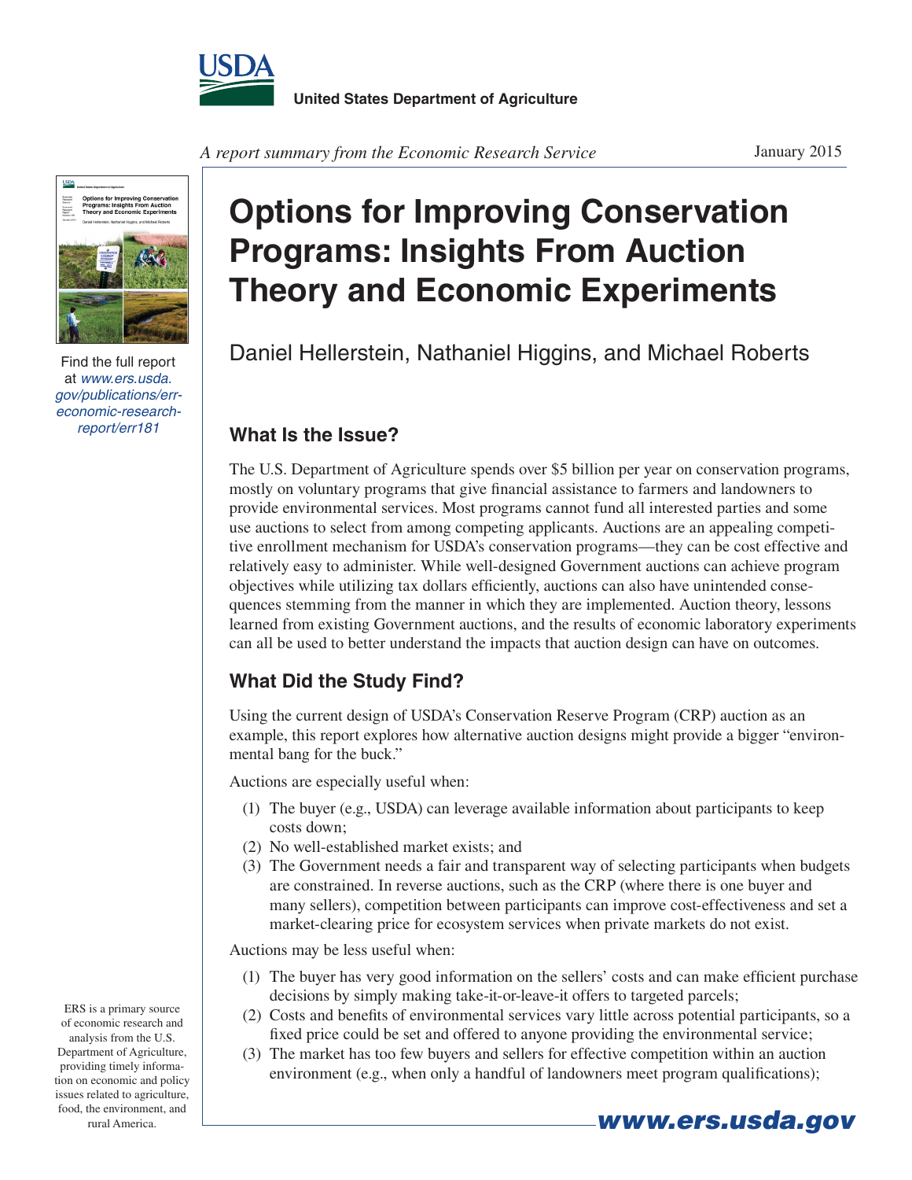United States Department of Agriculture

*A report summary from the Economic Research Service*

January 2015

Find the full report at *www.ers.usda.gov/publications/err-economic-research-report/err181*

# Options for Improving Conservation Programs: Insights From Auction Theory and Economic Experiments

Daniel Hellerstein, Nathaniel Higgins, and Michael Roberts

## What Is the Issue?

The U.S. Department of Agriculture spends over $5 billion per year on conservation programs, mostly on voluntary programs that give financial assistance to farmers and landowners to provide environmental services. Most programs cannot fund all interested parties and some use auctions to select from among competing applicants. Auctions are an appealing competitive enrollment mechanism for USDA's conservation programs—they can be cost effective and relatively easy to administer. While well-designed Government auctions can achieve program objectives while utilizing tax dollars efficiently, auctions can also have unintended consequences stemming from the manner in which they are implemented. Auction theory, lessons learned from existing Government auctions, and the results of economic laboratory experiments can all be used to better understand the impacts that auction design can have on outcomes.

## What Did the Study Find?

Using the current design of USDA's Conservation Reserve Program (CRP) auction as an example, this report explores how alternative auction designs might provide a bigger "environmental bang for the buck."

Auctions are especially useful when:

(1) The buyer (e.g., USDA) can leverage available information about participants to keep costs down;
(2) No well-established market exists; and
(3) The Government needs a fair and transparent way of selecting participants when budgets are constrained. In reverse auctions, such as the CRP (where there is one buyer and many sellers), competition between participants can improve cost-effectiveness and set a market-clearing price for ecosystem services when private markets do not exist.

Auctions may be less useful when:

(1) The buyer has very good information on the sellers' costs and can make efficient purchase decisions by simply making take-it-or-leave-it offers to targeted parcels;
(2) Costs and benefits of environmental services vary little across potential participants, so a fixed price could be set and offered to anyone providing the environmental service;
(3) The market has too few buyers and sellers for effective competition within an auction environment (e.g., when only a handful of landowners meet program qualifications);

ERS is a primary source of economic research and analysis from the U.S. Department of Agriculture, providing timely information on economic and policy issues related to agriculture, food, the environment, and rural America.

**www.ers.usda.gov**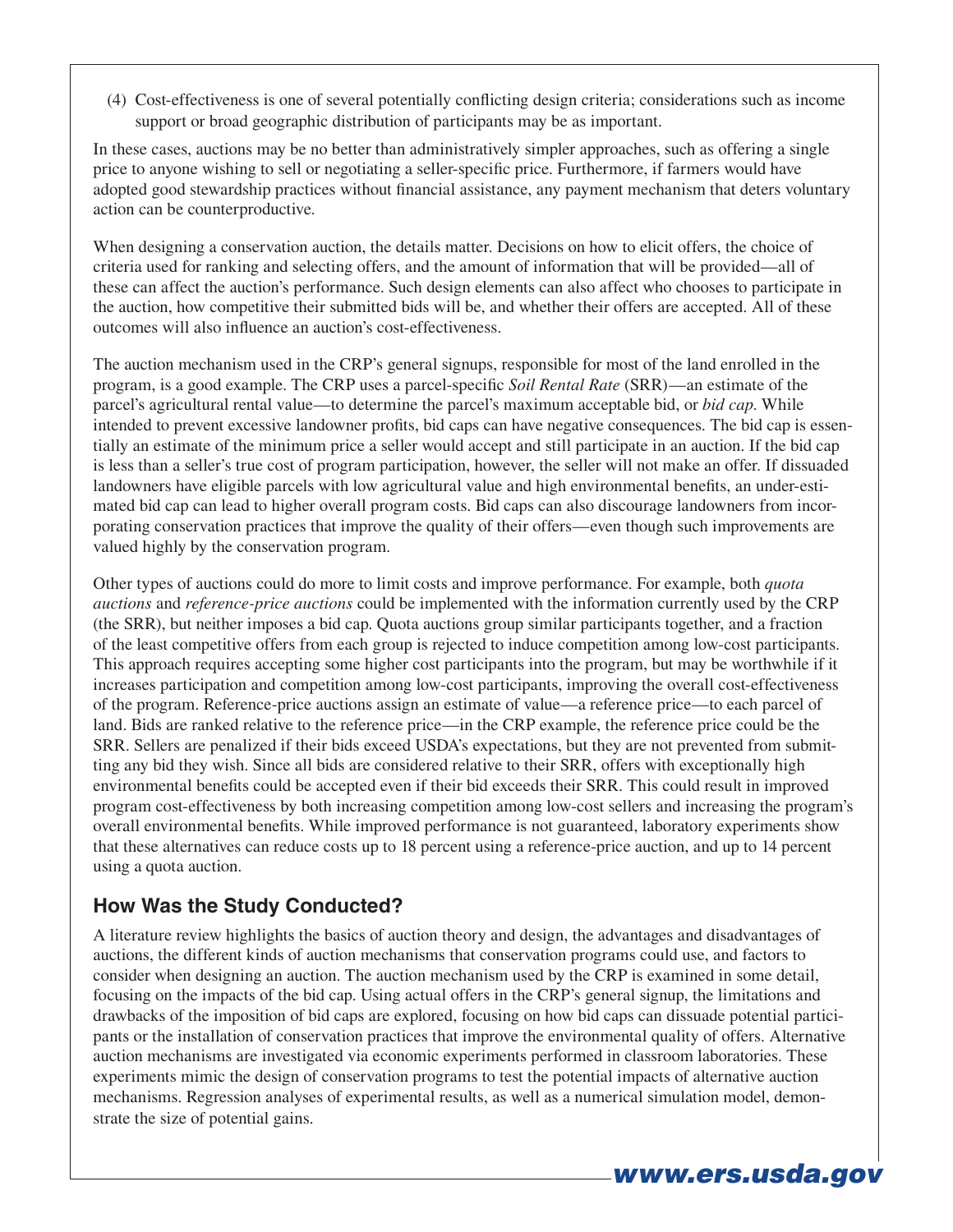(4) Cost-effectiveness is one of several potentially conflicting design criteria; considerations such as income support or broad geographic distribution of participants may be as important.

In these cases, auctions may be no better than administratively simpler approaches, such as offering a single price to anyone wishing to sell or negotiating a seller-specific price. Furthermore, if farmers would have adopted good stewardship practices without financial assistance, any payment mechanism that deters voluntary action can be counterproductive.

When designing a conservation auction, the details matter. Decisions on how to elicit offers, the choice of criteria used for ranking and selecting offers, and the amount of information that will be provided—all of these can affect the auction's performance. Such design elements can also affect who chooses to participate in the auction, how competitive their submitted bids will be, and whether their offers are accepted. All of these outcomes will also influence an auction's cost-effectiveness.

The auction mechanism used in the CRP's general signups, responsible for most of the land enrolled in the program, is a good example. The CRP uses a parcel-specific *Soil Rental Rate* (SRR)—an estimate of the parcel's agricultural rental value—to determine the parcel's maximum acceptable bid, or *bid cap*. While intended to prevent excessive landowner profits, bid caps can have negative consequences. The bid cap is essentially an estimate of the minimum price a seller would accept and still participate in an auction. If the bid cap is less than a seller's true cost of program participation, however, the seller will not make an offer. If dissuaded landowners have eligible parcels with low agricultural value and high environmental benefits, an under-estimated bid cap can lead to higher overall program costs. Bid caps can also discourage landowners from incorporating conservation practices that improve the quality of their offers—even though such improvements are valued highly by the conservation program.

Other types of auctions could do more to limit costs and improve performance. For example, both *quota auctions* and *reference-price auctions* could be implemented with the information currently used by the CRP (the SRR), but neither imposes a bid cap. Quota auctions group similar participants together, and a fraction of the least competitive offers from each group is rejected to induce competition among low-cost participants. This approach requires accepting some higher cost participants into the program, but may be worthwhile if it increases participation and competition among low-cost participants, improving the overall cost-effectiveness of the program. Reference-price auctions assign an estimate of value—a reference price—to each parcel of land. Bids are ranked relative to the reference price—in the CRP example, the reference price could be the SRR. Sellers are penalized if their bids exceed USDA's expectations, but they are not prevented from submitting any bid they wish. Since all bids are considered relative to their SRR, offers with exceptionally high environmental benefits could be accepted even if their bid exceeds their SRR. This could result in improved program cost-effectiveness by both increasing competition among low-cost sellers and increasing the program's overall environmental benefits. While improved performance is not guaranteed, laboratory experiments show that these alternatives can reduce costs up to 18 percent using a reference-price auction, and up to 14 percent using a quota auction.

## How Was the Study Conducted?

A literature review highlights the basics of auction theory and design, the advantages and disadvantages of auctions, the different kinds of auction mechanisms that conservation programs could use, and factors to consider when designing an auction. The auction mechanism used by the CRP is examined in some detail, focusing on the impacts of the bid cap. Using actual offers in the CRP's general signup, the limitations and drawbacks of the imposition of bid caps are explored, focusing on how bid caps can dissuade potential participants or the installation of conservation practices that improve the environmental quality of offers. Alternative auction mechanisms are investigated via economic experiments performed in classroom laboratories. These experiments mimic the design of conservation programs to test the potential impacts of alternative auction mechanisms. Regression analyses of experimental results, as well as a numerical simulation model, demonstrate the size of potential gains.